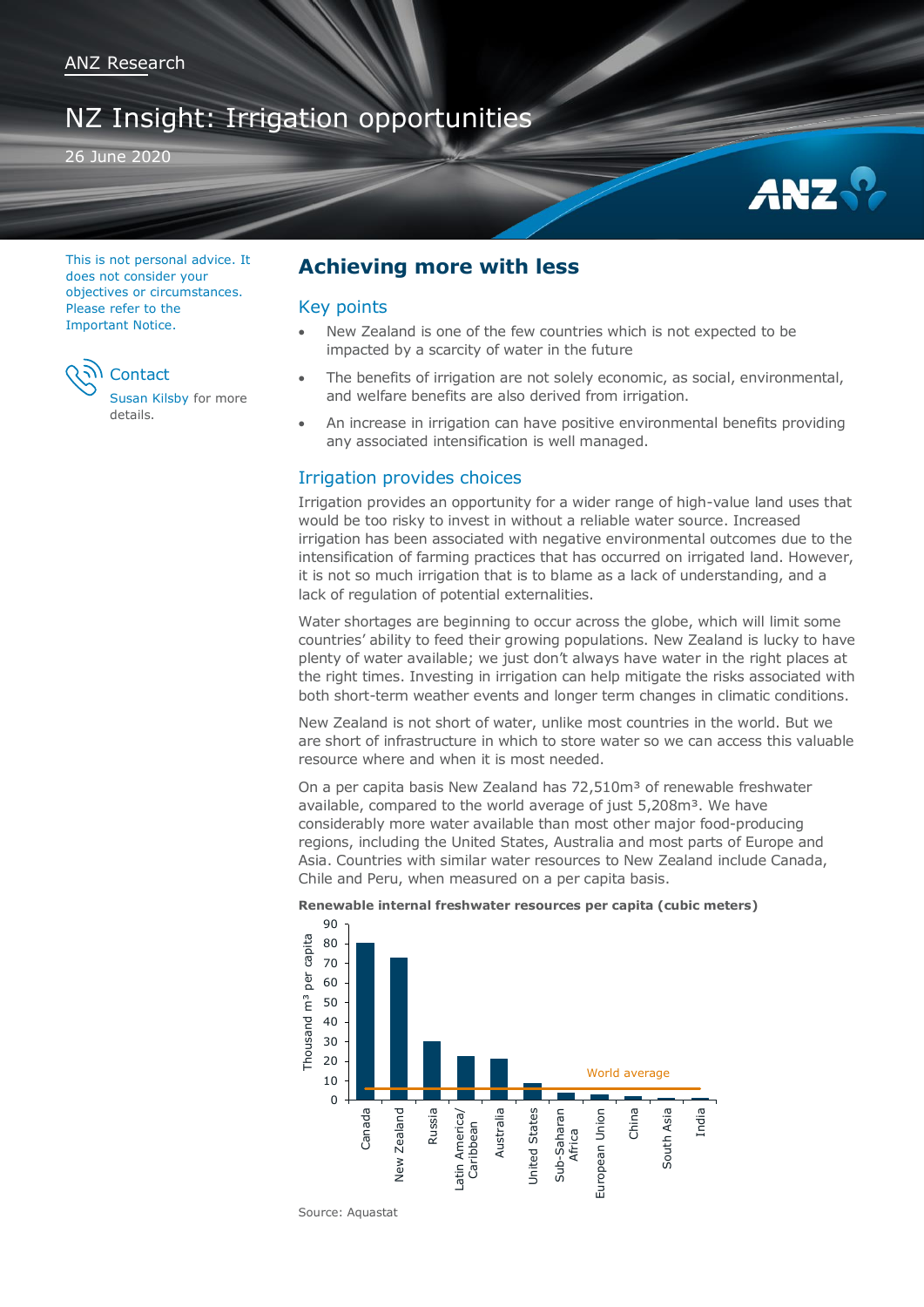ANZ Research

# NZ Insight: Irrigation opportunities

26 June 2020

This is not personal advice. It does not consider your objectives or circumstances. Please refer to the Important Notice.

**Contact**

Susan Kilsby for more details.

## Achieving more with less

### Key points

- New Zealand is one of the few countries which is not expected to be impacted by a scarcity of water in the future
- The benefits of irrigation are not solely economic, as social, environmental, and welfare benefits are also derived from irrigation.
- An increase in irrigation can have positive environmental benefits providing any associated intensification is well managed.

### Irrigation provides choices

Irrigation provides an opportunity for a wider range of high-value land uses that would be too risky to invest in without a reliable water source. Increased irrigation has been associated with negative environmental outcomes due to the intensification of farming practices that has occurred on irrigated land. However, it is not so much irrigation that is to blame as a lack of understanding, and a lack of regulation of potential externalities.

Water shortages are beginning to occur across the globe, which will limit some countries' ability to feed their growing populations. New Zealand is lucky to have plenty of water available; we just don't always have water in the right places at the right times. Investing in irrigation can help mitigate the risks associated with both short-term weather events and longer term changes in climatic conditions.

New Zealand is not short of water, unlike most countries in the world. But we are short of infrastructure in which to store water so we can access this valuable resource where and when it is most needed.

On a per capita basis New Zealand has 72,510m³ of renewable freshwater available, compared to the world average of just 5,208m³. We have considerably more water available than most other major food-producing regions, including the United States, Australia and most parts of Europe and Asia. Countries with similar water resources to New Zealand include Canada, Chile and Peru, when measured on a per capita basis.

**Renewable internal freshwater resources per capita (cubic meters)**

Bar chart (Thousand m³ per capita), with world average line (~5): Canada ~80, New Zealand ~72, Russia ~30, Latin America/Caribbean ~22, Australia ~21, United States ~8, Sub-Saharan Africa ~4, European Union ~3, China ~2, South Asia ~1, India ~1.

Source: Aquastat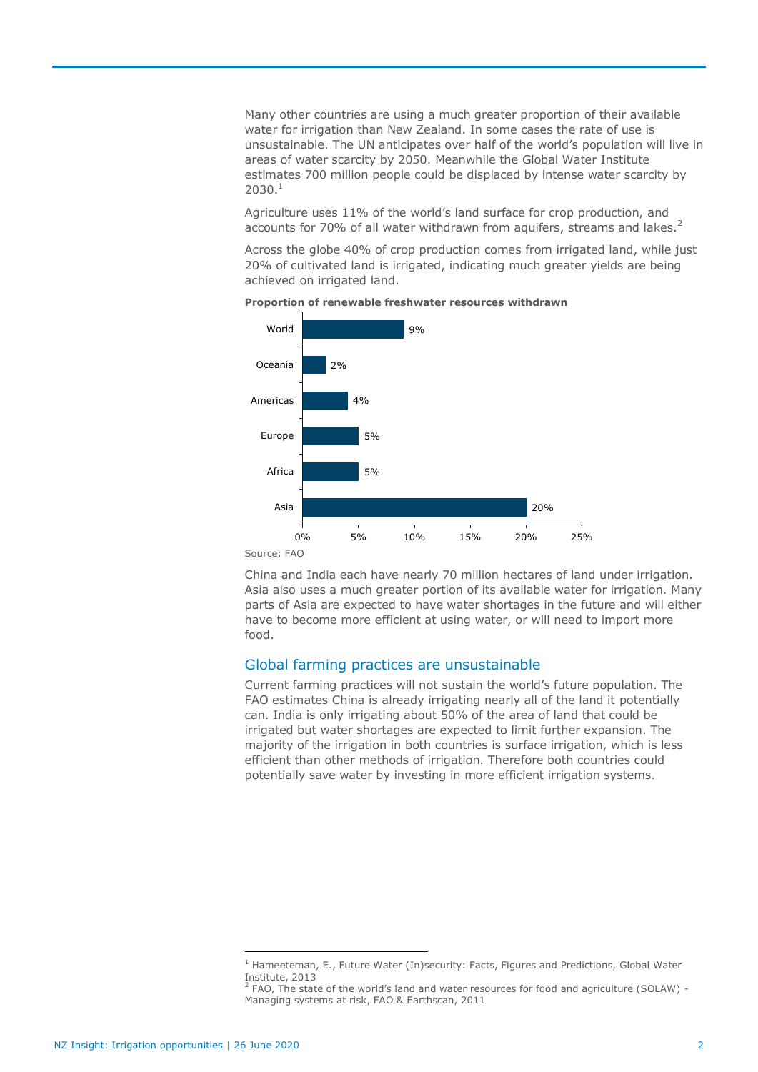Many other countries are using a much greater proportion of their available water for irrigation than New Zealand. In some cases the rate of use is unsustainable. The UN anticipates over half of the world's population will live in areas of water scarcity by 2050. Meanwhile the Global Water Institute estimates 700 million people could be displaced by intense water scarcity by 2030.[1]

Agriculture uses 11% of the world's land surface for crop production, and accounts for 70% of all water withdrawn from aquifers, streams and lakes.[2]

Across the globe 40% of crop production comes from irrigated land, while just 20% of cultivated land is irrigated, indicating much greater yields are being achieved on irrigated land.

**Proportion of renewable freshwater resources withdrawn**

| Region | Proportion |
|---|---|
| World | 9% |
| Oceania | 2% |
| Americas | 4% |
| Europe | 5% |
| Africa | 5% |
| Asia | 20% |

Source: FAO

China and India each have nearly 70 million hectares of land under irrigation. Asia also uses a much greater portion of its available water for irrigation. Many parts of Asia are expected to have water shortages in the future and will either have to become more efficient at using water, or will need to import more food.

## Global farming practices are unsustainable

Current farming practices will not sustain the world's future population. The FAO estimates China is already irrigating nearly all of the land it potentially can. India is only irrigating about 50% of the area of land that could be irrigated but water shortages are expected to limit further expansion. The majority of the irrigation in both countries is surface irrigation, which is less efficient than other methods of irrigation. Therefore both countries could potentially save water by investing in more efficient irrigation systems.

[1] Hameeteman, E., Future Water (In)security: Facts, Figures and Predictions, Global Water Institute, 2013

[2] FAO, The state of the world's land and water resources for food and agriculture (SOLAW) - Managing systems at risk, FAO & Earthscan, 2011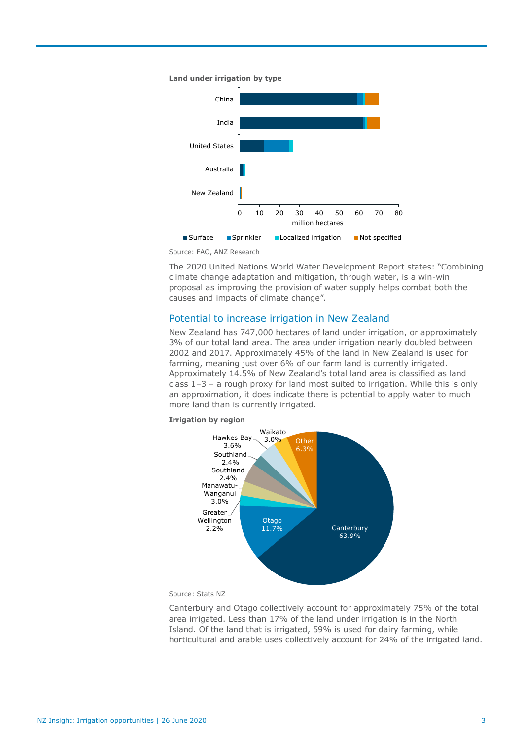**Land under irrigation by type**

Source: FAO, ANZ Research

The 2020 United Nations World Water Development Report states: “Combining climate change adaptation and mitigation, through water, is a win-win proposal as improving the provision of water supply helps combat both the causes and impacts of climate change”.

## Potential to increase irrigation in New Zealand

New Zealand has 747,000 hectares of land under irrigation, or approximately 3% of our total land area. The area under irrigation nearly doubled between 2002 and 2017. Approximately 45% of the land in New Zealand is used for farming, meaning just over 6% of our farm land is currently irrigated. Approximately 14.5% of New Zealand’s total land area is classified as land class 1–3 – a rough proxy for land most suited to irrigation. While this is only an approximation, it does indicate there is potential to apply water to much more land than is currently irrigated.

**Irrigation by region**

Source: Stats NZ

Canterbury and Otago collectively account for approximately 75% of the total area irrigated. Less than 17% of the land under irrigation is in the North Island. Of the land that is irrigated, 59% is used for dairy farming, while horticultural and arable uses collectively account for 24% of the irrigated land.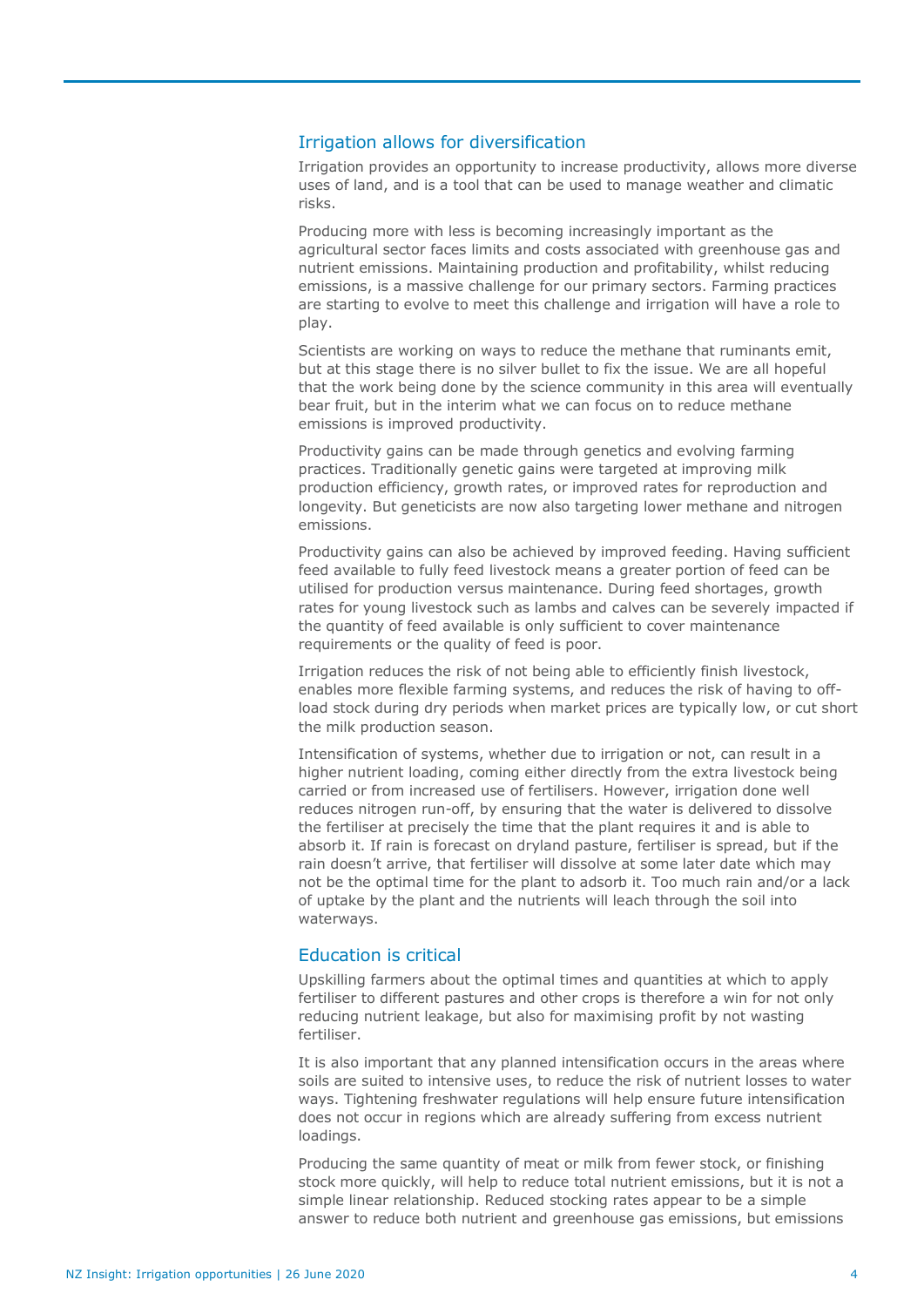## Irrigation allows for diversification

Irrigation provides an opportunity to increase productivity, allows more diverse uses of land, and is a tool that can be used to manage weather and climatic risks.

Producing more with less is becoming increasingly important as the agricultural sector faces limits and costs associated with greenhouse gas and nutrient emissions. Maintaining production and profitability, whilst reducing emissions, is a massive challenge for our primary sectors. Farming practices are starting to evolve to meet this challenge and irrigation will have a role to play.

Scientists are working on ways to reduce the methane that ruminants emit, but at this stage there is no silver bullet to fix the issue. We are all hopeful that the work being done by the science community in this area will eventually bear fruit, but in the interim what we can focus on to reduce methane emissions is improved productivity.

Productivity gains can be made through genetics and evolving farming practices. Traditionally genetic gains were targeted at improving milk production efficiency, growth rates, or improved rates for reproduction and longevity. But geneticists are now also targeting lower methane and nitrogen emissions.

Productivity gains can also be achieved by improved feeding. Having sufficient feed available to fully feed livestock means a greater portion of feed can be utilised for production versus maintenance. During feed shortages, growth rates for young livestock such as lambs and calves can be severely impacted if the quantity of feed available is only sufficient to cover maintenance requirements or the quality of feed is poor.

Irrigation reduces the risk of not being able to efficiently finish livestock, enables more flexible farming systems, and reduces the risk of having to off-load stock during dry periods when market prices are typically low, or cut short the milk production season.

Intensification of systems, whether due to irrigation or not, can result in a higher nutrient loading, coming either directly from the extra livestock being carried or from increased use of fertilisers. However, irrigation done well reduces nitrogen run-off, by ensuring that the water is delivered to dissolve the fertiliser at precisely the time that the plant requires it and is able to absorb it. If rain is forecast on dryland pasture, fertiliser is spread, but if the rain doesn't arrive, that fertiliser will dissolve at some later date which may not be the optimal time for the plant to adsorb it. Too much rain and/or a lack of uptake by the plant and the nutrients will leach through the soil into waterways.

## Education is critical

Upskilling farmers about the optimal times and quantities at which to apply fertiliser to different pastures and other crops is therefore a win for not only reducing nutrient leakage, but also for maximising profit by not wasting fertiliser.

It is also important that any planned intensification occurs in the areas where soils are suited to intensive uses, to reduce the risk of nutrient losses to water ways. Tightening freshwater regulations will help ensure future intensification does not occur in regions which are already suffering from excess nutrient loadings.

Producing the same quantity of meat or milk from fewer stock, or finishing stock more quickly, will help to reduce total nutrient emissions, but it is not a simple linear relationship. Reduced stocking rates appear to be a simple answer to reduce both nutrient and greenhouse gas emissions, but emissions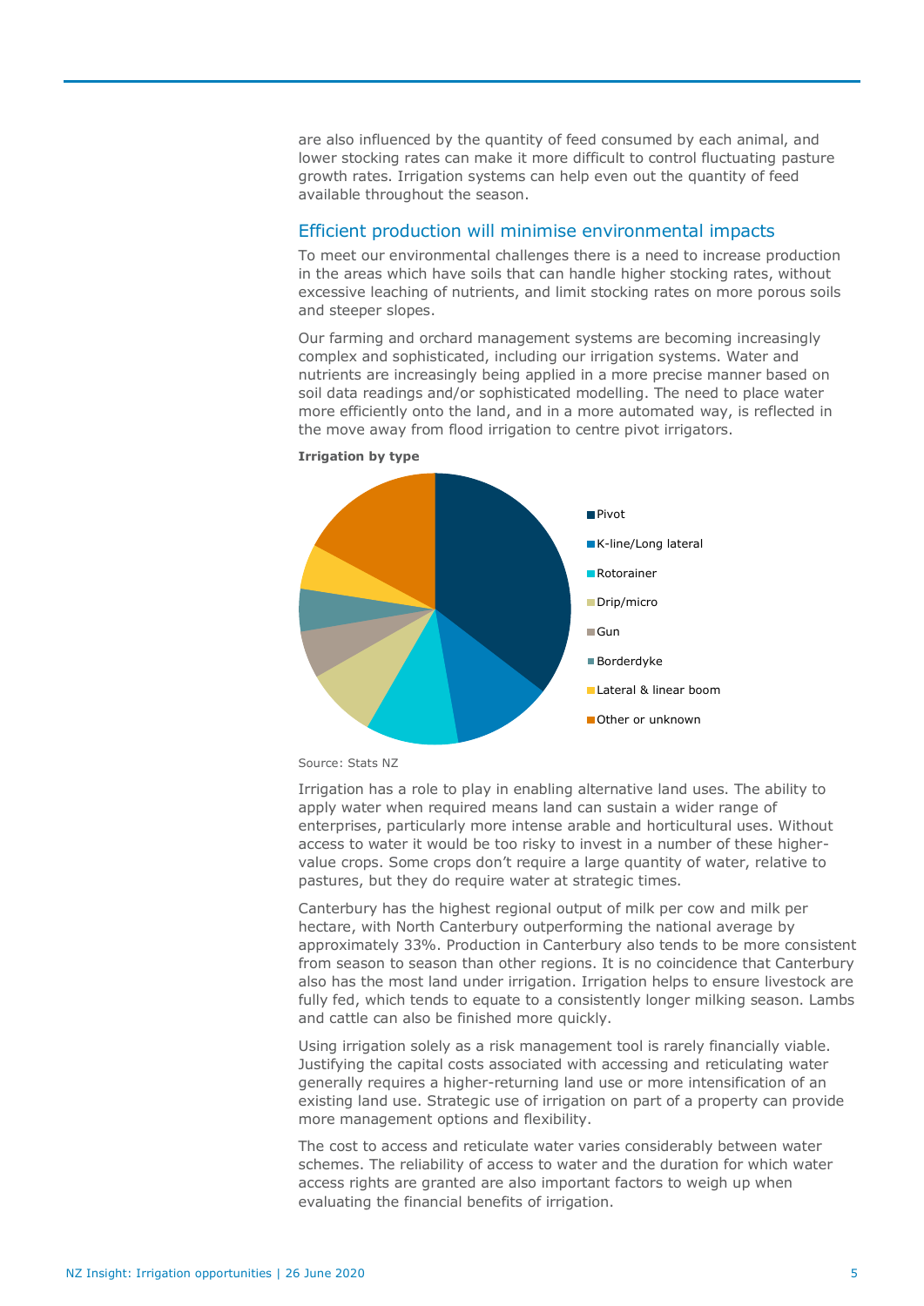are also influenced by the quantity of feed consumed by each animal, and lower stocking rates can make it more difficult to control fluctuating pasture growth rates. Irrigation systems can help even out the quantity of feed available throughout the season.

## Efficient production will minimise environmental impacts

To meet our environmental challenges there is a need to increase production in the areas which have soils that can handle higher stocking rates, without excessive leaching of nutrients, and limit stocking rates on more porous soils and steeper slopes.

Our farming and orchard management systems are becoming increasingly complex and sophisticated, including our irrigation systems. Water and nutrients are increasingly being applied in a more precise manner based on soil data readings and/or sophisticated modelling. The need to place water more efficiently onto the land, and in a more automated way, is reflected in the move away from flood irrigation to centre pivot irrigators.

**Irrigation by type**

- Pivot
- K-line/Long lateral
- Rotorainer
- Drip/micro
- Gun
- Borderdyke
- Lateral & linear boom
- Other or unknown

Source: Stats NZ

Irrigation has a role to play in enabling alternative land uses. The ability to apply water when required means land can sustain a wider range of enterprises, particularly more intense arable and horticultural uses. Without access to water it would be too risky to invest in a number of these higher-value crops. Some crops don't require a large quantity of water, relative to pastures, but they do require water at strategic times.

Canterbury has the highest regional output of milk per cow and milk per hectare, with North Canterbury outperforming the national average by approximately 33%. Production in Canterbury also tends to be more consistent from season to season than other regions. It is no coincidence that Canterbury also has the most land under irrigation. Irrigation helps to ensure livestock are fully fed, which tends to equate to a consistently longer milking season. Lambs and cattle can also be finished more quickly.

Using irrigation solely as a risk management tool is rarely financially viable. Justifying the capital costs associated with accessing and reticulating water generally requires a higher-returning land use or more intensification of an existing land use. Strategic use of irrigation on part of a property can provide more management options and flexibility.

The cost to access and reticulate water varies considerably between water schemes. The reliability of access to water and the duration for which water access rights are granted are also important factors to weigh up when evaluating the financial benefits of irrigation.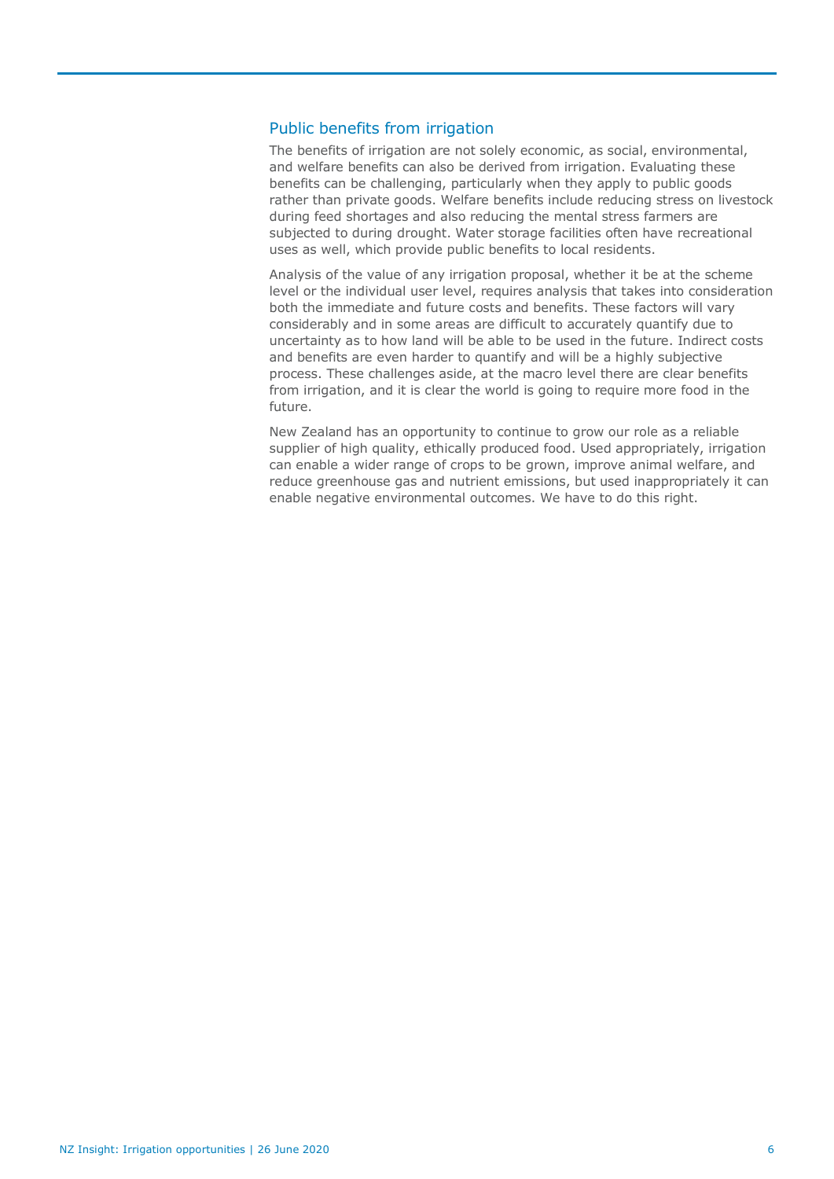## Public benefits from irrigation

The benefits of irrigation are not solely economic, as social, environmental, and welfare benefits can also be derived from irrigation. Evaluating these benefits can be challenging, particularly when they apply to public goods rather than private goods. Welfare benefits include reducing stress on livestock during feed shortages and also reducing the mental stress farmers are subjected to during drought. Water storage facilities often have recreational uses as well, which provide public benefits to local residents.

Analysis of the value of any irrigation proposal, whether it be at the scheme level or the individual user level, requires analysis that takes into consideration both the immediate and future costs and benefits. These factors will vary considerably and in some areas are difficult to accurately quantify due to uncertainty as to how land will be able to be used in the future. Indirect costs and benefits are even harder to quantify and will be a highly subjective process. These challenges aside, at the macro level there are clear benefits from irrigation, and it is clear the world is going to require more food in the future.

New Zealand has an opportunity to continue to grow our role as a reliable supplier of high quality, ethically produced food. Used appropriately, irrigation can enable a wider range of crops to be grown, improve animal welfare, and reduce greenhouse gas and nutrient emissions, but used inappropriately it can enable negative environmental outcomes. We have to do this right.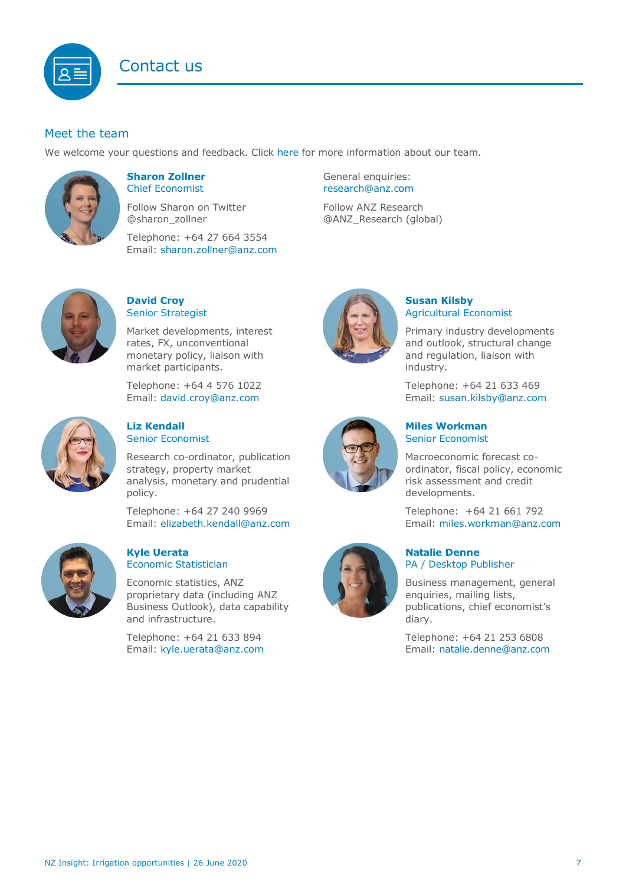# Contact us

## Meet the team

We welcome your questions and feedback. Click here for more information about our team.

**Sharon Zollner**
Chief Economist

Follow Sharon on Twitter
@sharon_zollner

Telephone: +64 27 664 3554
Email: sharon.zollner@anz.com

General enquiries:
research@anz.com

Follow ANZ Research
@ANZ_Research (global)

**David Croy**
Senior Strategist

Market developments, interest rates, FX, unconventional monetary policy, liaison with market participants.

Telephone: +64 4 576 1022
Email: david.croy@anz.com

**Susan Kilsby**
Agricultural Economist

Primary industry developments and outlook, structural change and regulation, liaison with industry.

Telephone: +64 21 633 469
Email: susan.kilsby@anz.com

**Liz Kendall**
Senior Economist

Research co-ordinator, publication strategy, property market analysis, monetary and prudential policy.

Telephone: +64 27 240 9969
Email: elizabeth.kendall@anz.com

**Miles Workman**
Senior Economist

Macroeconomic forecast co-ordinator, fiscal policy, economic risk assessment and credit developments.

Telephone: +64 21 661 792
Email: miles.workman@anz.com

**Kyle Uerata**
Economic Statistician

Economic statistics, ANZ proprietary data (including ANZ Business Outlook), data capability and infrastructure.

Telephone: +64 21 633 894
Email: kyle.uerata@anz.com

**Natalie Denne**
PA / Desktop Publisher

Business management, general enquiries, mailing lists, publications, chief economist's diary.

Telephone: +64 21 253 6808
Email: natalie.denne@anz.com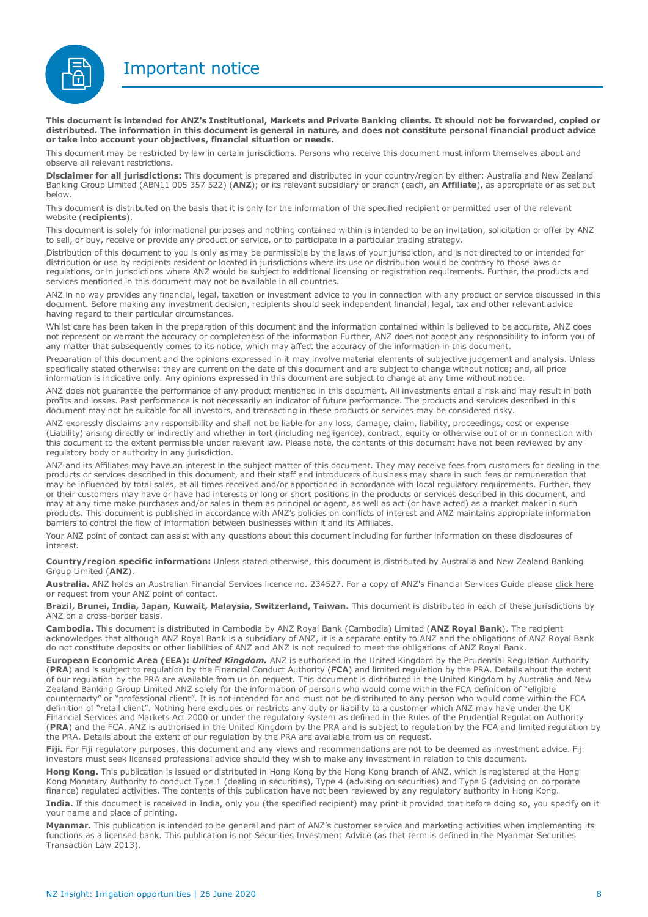# Important notice

**This document is intended for ANZ's Institutional, Markets and Private Banking clients. It should not be forwarded, copied or distributed. The information in this document is general in nature, and does not constitute personal financial product advice or take into account your objectives, financial situation or needs.**

This document may be restricted by law in certain jurisdictions. Persons who receive this document must inform themselves about and observe all relevant restrictions.

**Disclaimer for all jurisdictions:** This document is prepared and distributed in your country/region by either: Australia and New Zealand Banking Group Limited (ABN11 005 357 522) (**ANZ**); or its relevant subsidiary or branch (each, an **Affiliate**), as appropriate or as set out below.

This document is distributed on the basis that it is only for the information of the specified recipient or permitted user of the relevant website (**recipients**).

This document is solely for informational purposes and nothing contained within is intended to be an invitation, solicitation or offer by ANZ to sell, or buy, receive or provide any product or service, or to participate in a particular trading strategy.

Distribution of this document to you is only as may be permissible by the laws of your jurisdiction, and is not directed to or intended for distribution or use by recipients resident or located in jurisdictions where its use or distribution would be contrary to those laws or regulations, or in jurisdictions where ANZ would be subject to additional licensing or registration requirements. Further, the products and services mentioned in this document may not be available in all countries.

ANZ in no way provides any financial, legal, taxation or investment advice to you in connection with any product or service discussed in this document. Before making any investment decision, recipients should seek independent financial, legal, tax and other relevant advice having regard to their particular circumstances.

Whilst care has been taken in the preparation of this document and the information contained within is believed to be accurate, ANZ does not represent or warrant the accuracy or completeness of the information Further, ANZ does not accept any responsibility to inform you of any matter that subsequently comes to its notice, which may affect the accuracy of the information in this document.

Preparation of this document and the opinions expressed in it may involve material elements of subjective judgement and analysis. Unless specifically stated otherwise: they are current on the date of this document and are subject to change without notice; and, all price information is indicative only. Any opinions expressed in this document are subject to change at any time without notice.

ANZ does not guarantee the performance of any product mentioned in this document. All investments entail a risk and may result in both profits and losses. Past performance is not necessarily an indicator of future performance. The products and services described in this document may not be suitable for all investors, and transacting in these products or services may be considered risky.

ANZ expressly disclaims any responsibility and shall not be liable for any loss, damage, claim, liability, proceedings, cost or expense (Liability) arising directly or indirectly and whether in tort (including negligence), contract, equity or otherwise out of or in connection with this document to the extent permissible under relevant law. Please note, the contents of this document have not been reviewed by any regulatory body or authority in any jurisdiction.

ANZ and its Affiliates may have an interest in the subject matter of this document. They may receive fees from customers for dealing in the products or services described in this document, and their staff and introducers of business may share in such fees or remuneration that may be influenced by total sales, at all times received and/or apportioned in accordance with local regulatory requirements. Further, they or their customers may have or have had interests or long or short positions in the products or services described in this document, and may at any time make purchases and/or sales in them as principal or agent, as well as act (or have acted) as a market maker in such products. This document is published in accordance with ANZ's policies on conflicts of interest and ANZ maintains appropriate information barriers to control the flow of information between businesses within it and its Affiliates.

Your ANZ point of contact can assist with any questions about this document including for further information on these disclosures of interest.

**Country/region specific information:** Unless stated otherwise, this document is distributed by Australia and New Zealand Banking Group Limited (**ANZ**).

**Australia.** ANZ holds an Australian Financial Services licence no. 234527. For a copy of ANZ's Financial Services Guide please click here or request from your ANZ point of contact.

**Brazil, Brunei, India, Japan, Kuwait, Malaysia, Switzerland, Taiwan.** This document is distributed in each of these jurisdictions by ANZ on a cross-border basis.

**Cambodia.** This document is distributed in Cambodia by ANZ Royal Bank (Cambodia) Limited (**ANZ Royal Bank**). The recipient acknowledges that although ANZ Royal Bank is a subsidiary of ANZ, it is a separate entity to ANZ and the obligations of ANZ Royal Bank do not constitute deposits or other liabilities of ANZ and ANZ is not required to meet the obligations of ANZ Royal Bank.

**European Economic Area (EEA):** ***United Kingdom.*** ANZ is authorised in the United Kingdom by the Prudential Regulation Authority (**PRA**) and is subject to regulation by the Financial Conduct Authority (**FCA**) and limited regulation by the PRA. Details about the extent of our regulation by the PRA are available from us on request. This document is distributed in the United Kingdom by Australia and New Zealand Banking Group Limited ANZ solely for the information of persons who would come within the FCA definition of "eligible counterparty" or "professional client". It is not intended for and must not be distributed to any person who would come within the FCA definition of "retail client". Nothing here excludes or restricts any duty or liability to a customer which ANZ may have under the UK Financial Services and Markets Act 2000 or under the regulatory system as defined in the Rules of the Prudential Regulation Authority (**PRA**) and the FCA. ANZ is authorised in the United Kingdom by the PRA and is subject to regulation by the FCA and limited regulation by the PRA. Details about the extent of our regulation by the PRA are available from us on request.

**Fiji.** For Fiji regulatory purposes, this document and any views and recommendations are not to be deemed as investment advice. Fiji investors must seek licensed professional advice should they wish to make any investment in relation to this document.

**Hong Kong.** This publication is issued or distributed in Hong Kong by the Hong Kong branch of ANZ, which is registered at the Hong Kong Monetary Authority to conduct Type 1 (dealing in securities), Type 4 (advising on securities) and Type 6 (advising on corporate finance) regulated activities. The contents of this publication have not been reviewed by any regulatory authority in Hong Kong.

**India.** If this document is received in India, only you (the specified recipient) may print it provided that before doing so, you specify on it your name and place of printing.

**Myanmar.** This publication is intended to be general and part of ANZ's customer service and marketing activities when implementing its functions as a licensed bank. This publication is not Securities Investment Advice (as that term is defined in the Myanmar Securities Transaction Law 2013).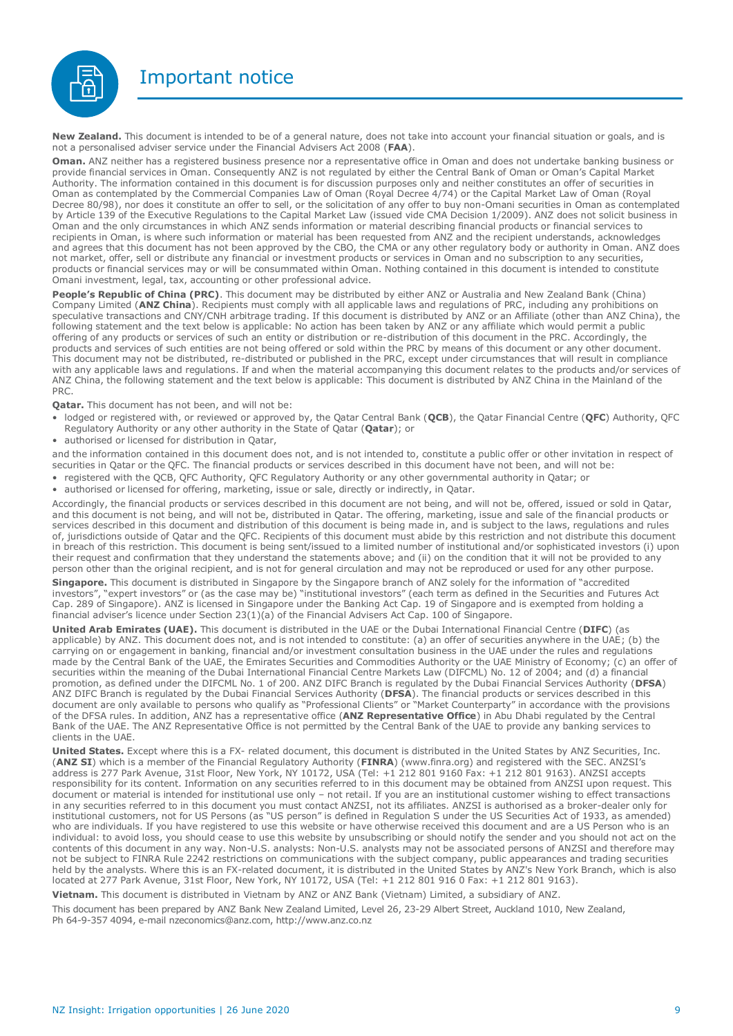# Important notice

**New Zealand.** This document is intended to be of a general nature, does not take into account your financial situation or goals, and is not a personalised adviser service under the Financial Advisers Act 2008 (**FAA**).

**Oman.** ANZ neither has a registered business presence nor a representative office in Oman and does not undertake banking business or provide financial services in Oman. Consequently ANZ is not regulated by either the Central Bank of Oman or Oman's Capital Market Authority. The information contained in this document is for discussion purposes only and neither constitutes an offer of securities in Oman as contemplated by the Commercial Companies Law of Oman (Royal Decree 4/74) or the Capital Market Law of Oman (Royal Decree 80/98), nor does it constitute an offer to sell, or the solicitation of any offer to buy non-Omani securities in Oman as contemplated by Article 139 of the Executive Regulations to the Capital Market Law (issued vide CMA Decision 1/2009). ANZ does not solicit business in Oman and the only circumstances in which ANZ sends information or material describing financial products or financial services to recipients in Oman, is where such information or material has been requested from ANZ and the recipient understands, acknowledges and agrees that this document has not been approved by the CBO, the CMA or any other regulatory body or authority in Oman. ANZ does not market, offer, sell or distribute any financial or investment products or services in Oman and no subscription to any securities, products or financial services may or will be consummated within Oman. Nothing contained in this document is intended to constitute Omani investment, legal, tax, accounting or other professional advice.

**People's Republic of China (PRC)**. This document may be distributed by either ANZ or Australia and New Zealand Bank (China) Company Limited (**ANZ China**). Recipients must comply with all applicable laws and regulations of PRC, including any prohibitions on speculative transactions and CNY/CNH arbitrage trading. If this document is distributed by ANZ or an Affiliate (other than ANZ China), the following statement and the text below is applicable: No action has been taken by ANZ or any affiliate which would permit a public offering of any products or services of such an entity or distribution or re-distribution of this document in the PRC. Accordingly, the products and services of such entities are not being offered or sold within the PRC by means of this document or any other document. This document may not be distributed, re-distributed or published in the PRC, except under circumstances that will result in compliance with any applicable laws and regulations. If and when the material accompanying this document relates to the products and/or services of ANZ China, the following statement and the text below is applicable: This document is distributed by ANZ China in the Mainland of the PRC.

**Qatar.** This document has not been, and will not be:

- lodged or registered with, or reviewed or approved by, the Qatar Central Bank (**QCB**), the Qatar Financial Centre (**QFC**) Authority, QFC Regulatory Authority or any other authority in the State of Qatar (**Qatar**); or
- authorised or licensed for distribution in Qatar,

and the information contained in this document does not, and is not intended to, constitute a public offer or other invitation in respect of securities in Qatar or the QFC. The financial products or services described in this document have not been, and will not be:

- registered with the QCB, QFC Authority, QFC Regulatory Authority or any other governmental authority in Qatar; or
- authorised or licensed for offering, marketing, issue or sale, directly or indirectly, in Qatar.

Accordingly, the financial products or services described in this document are not being, and will not be, offered, issued or sold in Qatar, and this document is not being, and will not be, distributed in Qatar. The offering, marketing, issue and sale of the financial products or services described in this document and distribution of this document is being made in, and is subject to the laws, regulations and rules of, jurisdictions outside of Qatar and the QFC. Recipients of this document must abide by this restriction and not distribute this document in breach of this restriction. This document is being sent/issued to a limited number of institutional and/or sophisticated investors (i) upon their request and confirmation that they understand the statements above; and (ii) on the condition that it will not be provided to any person other than the original recipient, and is not for general circulation and may not be reproduced or used for any other purpose.

**Singapore.** This document is distributed in Singapore by the Singapore branch of ANZ solely for the information of "accredited investors", "expert investors" or (as the case may be) "institutional investors" (each term as defined in the Securities and Futures Act Cap. 289 of Singapore). ANZ is licensed in Singapore under the Banking Act Cap. 19 of Singapore and is exempted from holding a financial adviser's licence under Section 23(1)(a) of the Financial Advisers Act Cap. 100 of Singapore.

**United Arab Emirates (UAE).** This document is distributed in the UAE or the Dubai International Financial Centre (**DIFC**) (as applicable) by ANZ. This document does not, and is not intended to constitute: (a) an offer of securities anywhere in the UAE; (b) the carrying on or engagement in banking, financial and/or investment consultation business in the UAE under the rules and regulations made by the Central Bank of the UAE, the Emirates Securities and Commodities Authority or the UAE Ministry of Economy; (c) an offer of securities within the meaning of the Dubai International Financial Centre Markets Law (DIFCML) No. 12 of 2004; and (d) a financial promotion, as defined under the DIFCML No. 1 of 200. ANZ DIFC Branch is regulated by the Dubai Financial Services Authority (**DFSA**) ANZ DIFC Branch is regulated by the Dubai Financial Services Authority (**DFSA**). The financial products or services described in this document are only available to persons who qualify as "Professional Clients" or "Market Counterparty" in accordance with the provisions of the DFSA rules. In addition, ANZ has a representative office (**ANZ Representative Office**) in Abu Dhabi regulated by the Central Bank of the UAE. The ANZ Representative Office is not permitted by the Central Bank of the UAE to provide any banking services to clients in the UAE.

**United States.** Except where this is a FX- related document, this document is distributed in the United States by ANZ Securities, Inc. (**ANZ SI**) which is a member of the Financial Regulatory Authority (**FINRA**) (www.finra.org) and registered with the SEC. ANZSI's address is 277 Park Avenue, 31st Floor, New York, NY 10172, USA (Tel: +1 212 801 9160 Fax: +1 212 801 9163). ANZSI accepts responsibility for its content. Information on any securities referred to in this document may be obtained from ANZSI upon request. This document or material is intended for institutional use only – not retail. If you are an institutional customer wishing to effect transactions in any securities referred to in this document you must contact ANZSI, not its affiliates. ANZSI is authorised as a broker-dealer only for institutional customers, not for US Persons (as "US person" is defined in Regulation S under the US Securities Act of 1933, as amended) who are individuals. If you have registered to use this website or have otherwise received this document and are a US Person who is an individual: to avoid loss, you should cease to use this website by unsubscribing or should notify the sender and you should not act on the contents of this document in any way. Non-U.S. analysts: Non-U.S. analysts may not be associated persons of ANZSI and therefore may not be subject to FINRA Rule 2242 restrictions on communications with the subject company, public appearances and trading securities held by the analysts. Where this is an FX-related document, it is distributed in the United States by ANZ's New York Branch, which is also located at 277 Park Avenue, 31st Floor, New York, NY 10172, USA (Tel: +1 212 801 916 0 Fax: +1 212 801 9163).

**Vietnam.** This document is distributed in Vietnam by ANZ or ANZ Bank (Vietnam) Limited, a subsidiary of ANZ.

This document has been prepared by ANZ Bank New Zealand Limited, Level 26, 23-29 Albert Street, Auckland 1010, New Zealand, Ph 64-9-357 4094, e-mail nzeconomics@anz.com, http://www.anz.co.nz